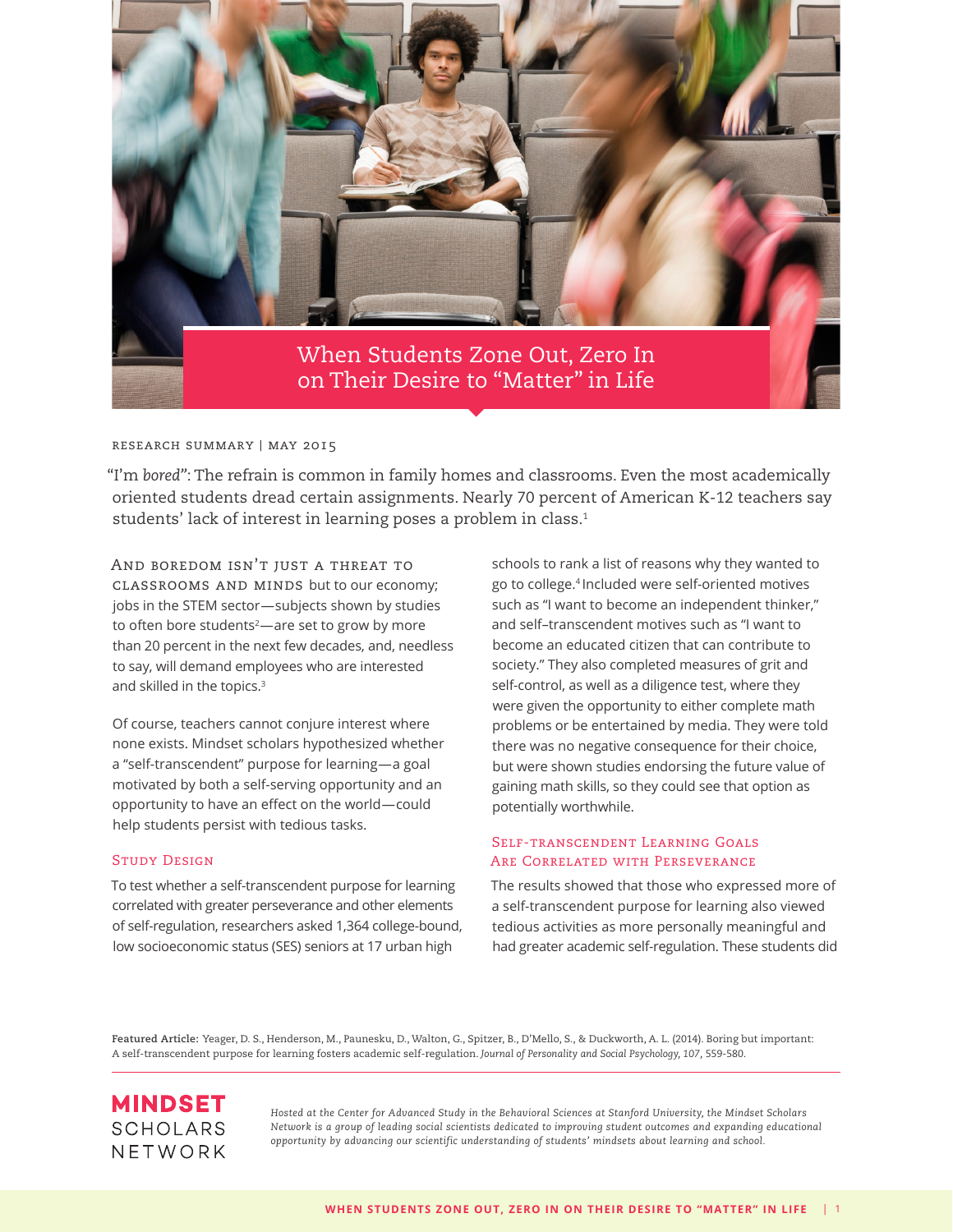# When Students Zone Out, Zero In on Their Desire to "Matter" in Life

RESEARCH SUMMARY | MAY 2015

"I'm *bored*": The refrain is common in family homes and classrooms. Even the most academically oriented students dread certain assignments. Nearly 70 percent of American K-12 teachers say students' lack of interest in learning poses a problem in class.[1]

AND BOREDOM ISN'T JUST A THREAT TO CLASSROOMS AND MINDS but to our economy; jobs in the STEM sector—subjects shown by studies to often bore students[2]—are set to grow by more than 20 percent in the next few decades, and, needless to say, will demand employees who are interested and skilled in the topics.[3]

Of course, teachers cannot conjure interest where none exists. Mindset scholars hypothesized whether a "self-transcendent" purpose for learning—a goal motivated by both a self-serving opportunity and an opportunity to have an effect on the world—could help students persist with tedious tasks.

## Study Design

To test whether a self-transcendent purpose for learning correlated with greater perseverance and other elements of self-regulation, researchers asked 1,364 college-bound, low socioeconomic status (SES) seniors at 17 urban high schools to rank a list of reasons why they wanted to go to college.[4] Included were self-oriented motives such as "I want to become an independent thinker," and self-transcendent motives such as "I want to become an educated citizen that can contribute to society." They also completed measures of grit and self-control, as well as a diligence test, where they were given the opportunity to either complete math problems or be entertained by media. They were told there was no negative consequence for their choice, but were shown studies endorsing the future value of gaining math skills, so they could see that option as potentially worthwhile.

## Self-Transcendent Learning Goals Are Correlated with Perseverance

The results showed that those who expressed more of a self-transcendent purpose for learning also viewed tedious activities as more personally meaningful and had greater academic self-regulation. These students did

**Featured Article:** Yeager, D. S., Henderson, M., Paunesku, D., Walton, G., Spitzer, B., D'Mello, S., & Duckworth, A. L. (2014). Boring but important: A self-transcendent purpose for learning fosters academic self-regulation. *Journal of Personality and Social Psychology*, 107, 559-580.

**MINDSET SCHOLARS NETWORK**

*Hosted at the Center for Advanced Study in the Behavioral Sciences at Stanford University, the Mindset Scholars Network is a group of leading social scientists dedicated to improving student outcomes and expanding educational opportunity by advancing our scientific understanding of students' mindsets about learning and school.*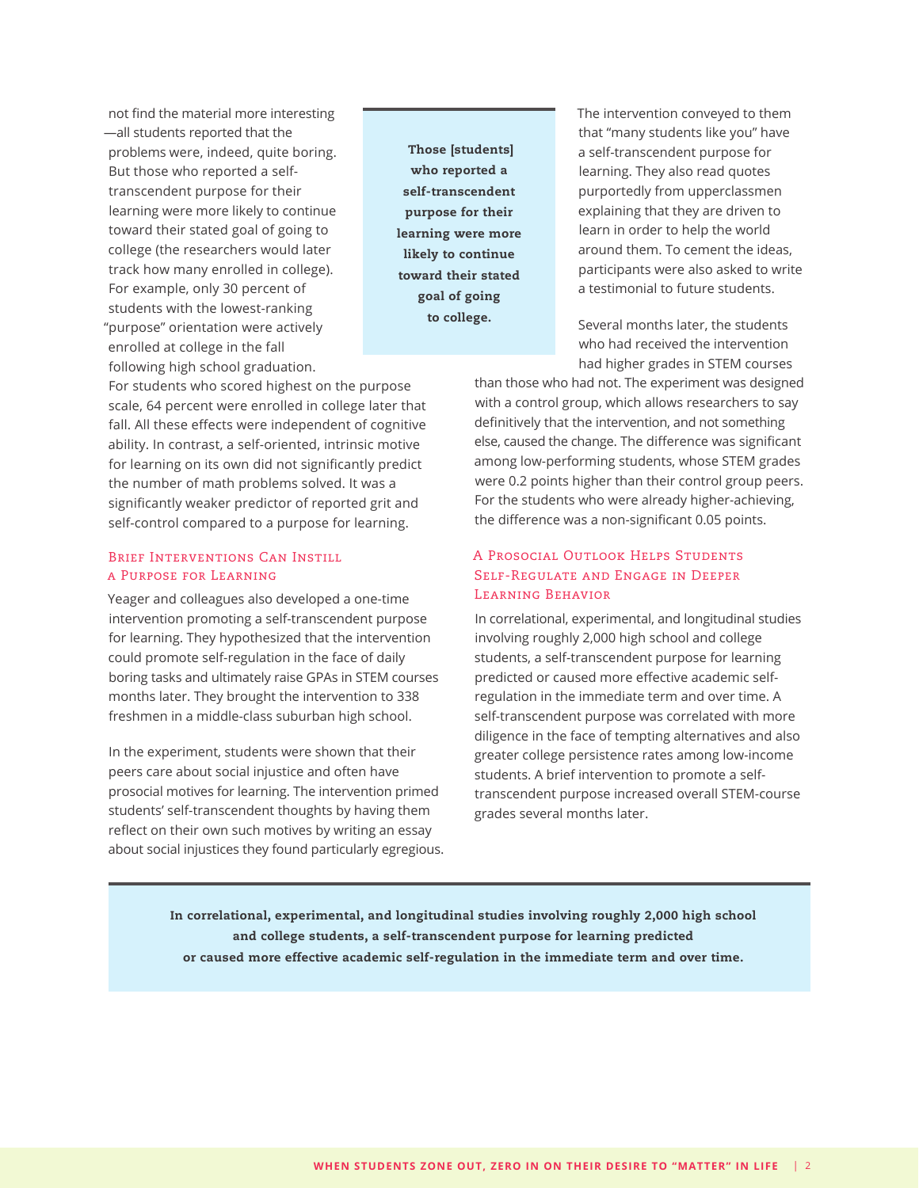not find the material more interesting—all students reported that the problems were, indeed, quite boring. But those who reported a self-transcendent purpose for their learning were more likely to continue toward their stated goal of going to college (the researchers would later track how many enrolled in college). For example, only 30 percent of students with the lowest-ranking "purpose" orientation were actively enrolled at college in the fall following high school graduation. For students who scored highest on the purpose scale, 64 percent were enrolled in college later that fall. All these effects were independent of cognitive ability. In contrast, a self-oriented, intrinsic motive for learning on its own did not significantly predict the number of math problems solved. It was a significantly weaker predictor of reported grit and self-control compared to a purpose for learning.

> **Those [students] who reported a self-transcendent purpose for their learning were more likely to continue toward their stated goal of going to college.**

## Brief Interventions Can Instill a Purpose for Learning

Yeager and colleagues also developed a one-time intervention promoting a self-transcendent purpose for learning. They hypothesized that the intervention could promote self-regulation in the face of daily boring tasks and ultimately raise GPAs in STEM courses months later. They brought the intervention to 338 freshmen in a middle-class suburban high school.

In the experiment, students were shown that their peers care about social injustice and often have prosocial motives for learning. The intervention primed students' self-transcendent thoughts by having them reflect on their own such motives by writing an essay about social injustices they found particularly egregious.

The intervention conveyed to them that "many students like you" have a self-transcendent purpose for learning. They also read quotes purportedly from upperclassmen explaining that they are driven to learn in order to help the world around them. To cement the ideas, participants were also asked to write a testimonial to future students.

Several months later, the students who had received the intervention had higher grades in STEM courses than those who had not. The experiment was designed with a control group, which allows researchers to say definitively that the intervention, and not something else, caused the change. The difference was significant among low-performing students, whose STEM grades were 0.2 points higher than their control group peers. For the students who were already higher-achieving, the difference was a non-significant 0.05 points.

## A Prosocial Outlook Helps Students Self-Regulate and Engage in Deeper Learning Behavior

In correlational, experimental, and longitudinal studies involving roughly 2,000 high school and college students, a self-transcendent purpose for learning predicted or caused more effective academic self-regulation in the immediate term and over time. A self-transcendent purpose was correlated with more diligence in the face of tempting alternatives and also greater college persistence rates among low-income students. A brief intervention to promote a self-transcendent purpose increased overall STEM-course grades several months later.

> **In correlational, experimental, and longitudinal studies involving roughly 2,000 high school and college students, a self-transcendent purpose for learning predicted or caused more effective academic self-regulation in the immediate term and over time.**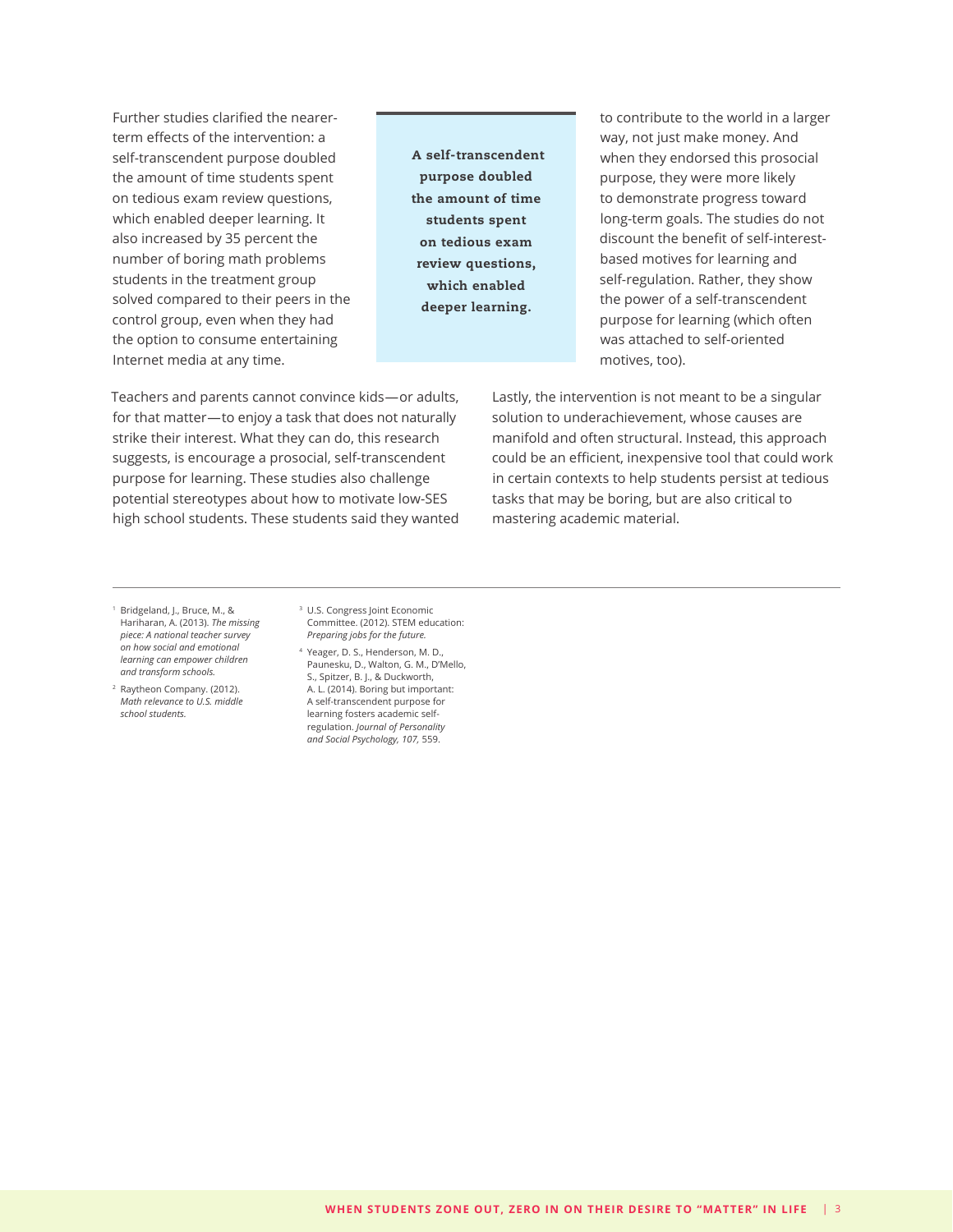Further studies clarified the nearer-term effects of the intervention: a self-transcendent purpose doubled the amount of time students spent on tedious exam review questions, which enabled deeper learning. It also increased by 35 percent the number of boring math problems students in the treatment group solved compared to their peers in the control group, even when they had the option to consume entertaining Internet media at any time.

**A self-transcendent purpose doubled the amount of time students spent on tedious exam review questions, which enabled deeper learning.**

Teachers and parents cannot convince kids—or adults, for that matter—to enjoy a task that does not naturally strike their interest. What they can do, this research suggests, is encourage a prosocial, self-transcendent purpose for learning. These studies also challenge potential stereotypes about how to motivate low-SES high school students. These students said they wanted to contribute to the world in a larger way, not just make money. And when they endorsed this prosocial purpose, they were more likely to demonstrate progress toward long-term goals. The studies do not discount the benefit of self-interest-based motives for learning and self-regulation. Rather, they show the power of a self-transcendent purpose for learning (which often was attached to self-oriented motives, too).

Lastly, the intervention is not meant to be a singular solution to underachievement, whose causes are manifold and often structural. Instead, this approach could be an efficient, inexpensive tool that could work in certain contexts to help students persist at tedious tasks that may be boring, but are also critical to mastering academic material.

---

[1] Bridgeland, J., Bruce, M., & Hariharan, A. (2013). *The missing piece: A national teacher survey on how social and emotional learning can empower children and transform schools.*

[2] Raytheon Company. (2012). *Math relevance to U.S. middle school students.*

[3] U.S. Congress Joint Economic Committee. (2012). STEM education: *Preparing jobs for the future.*

[4] Yeager, D. S., Henderson, M. D., Paunesku, D., Walton, G. M., D'Mello, S., Spitzer, B. J., & Duckworth, A. L. (2014). Boring but important: A self-transcendent purpose for learning fosters academic self-regulation. *Journal of Personality and Social Psychology, 107,* 559.